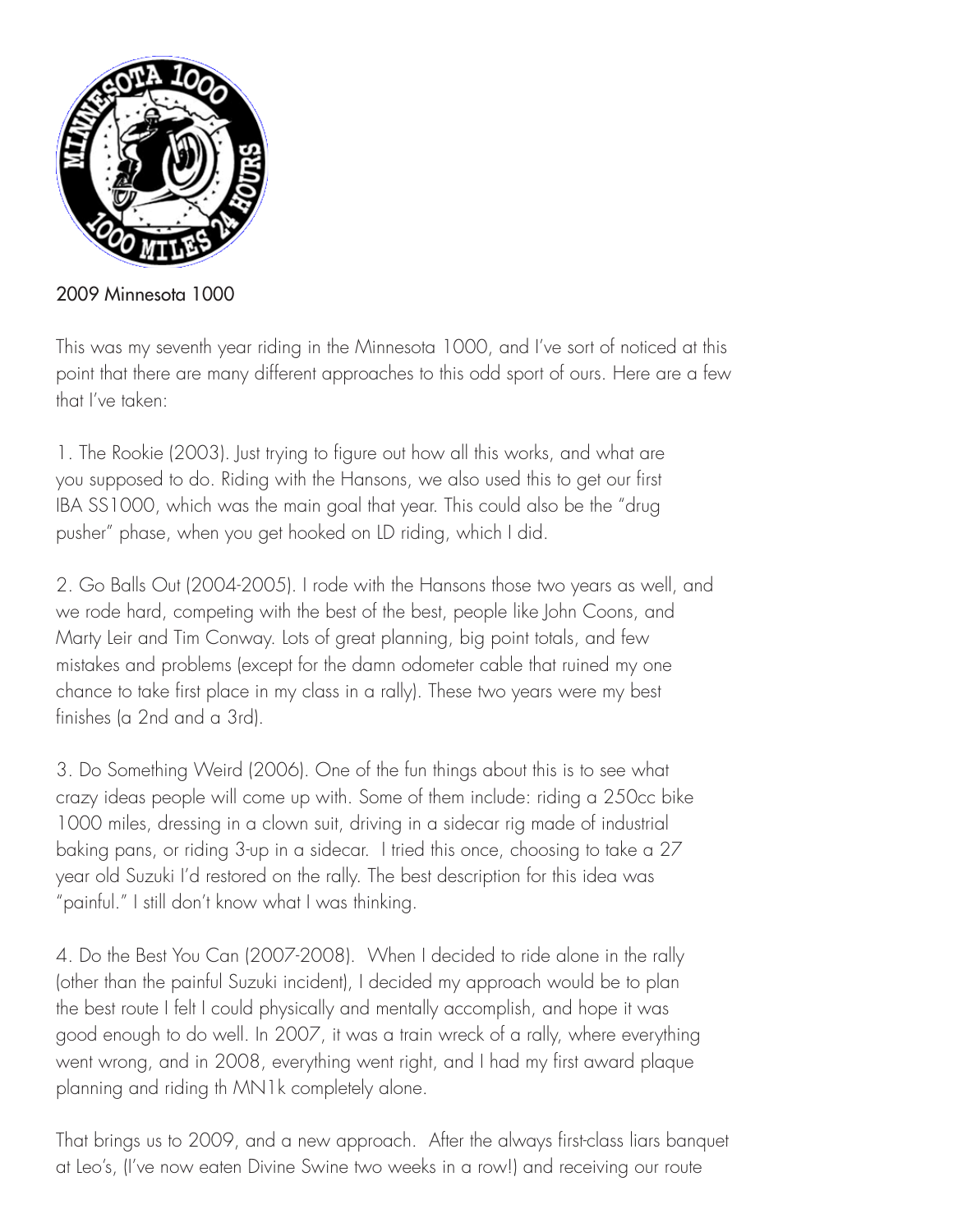2009 Minnesota 1000

This was my seventh year riding in the Minnesota 1000, and I've sort of noticed at this point that there are many different approaches to this odd sport of ours. Here are a few that I've taken:

1. The Rookie (2003). Just trying to figure out how all this works, and what are you supposed to do. Riding with the Hansons, we also used this to get our first IBA SS1000, which was the main goal that year. This could also be the "drug pusher" phase, when you get hooked on LD riding, which I did.

2. Go Balls Out (2004-2005). I rode with the Hansons those two years as well, and we rode hard, competing with the best of the best, people like John Coons, and Marty Leir and Tim Conway. Lots of great planning, big point totals, and few mistakes and problems (except for the damn odometer cable that ruined my one chance to take first place in my class in a rally). These two years were my best finishes (a 2nd and a 3rd).

3. Do Something Weird (2006). One of the fun things about this is to see what crazy ideas people will come up with. Some of them include: riding a 250cc bike 1000 miles, dressing in a clown suit, driving in a sidecar rig made of industrial baking pans, or riding 3-up in a sidecar. I tried this once, choosing to take a 27 year old Suzuki I'd restored on the rally. The best description for this idea was "painful." I still don't know what I was thinking.

4. Do the Best You Can (2007-2008). When I decided to ride alone in the rally (other than the painful Suzuki incident), I decided my approach would be to plan the best route I felt I could physically and mentally accomplish, and hope it was good enough to do well. In 2007, it was a train wreck of a rally, where everything went wrong, and in 2008, everything went right, and I had my first award plaque planning and riding th MN1k completely alone.

That brings us to 2009, and a new approach. After the always first-class liars banquet at Leo's, (I've now eaten Divine Swine two weeks in a row!) and receiving our route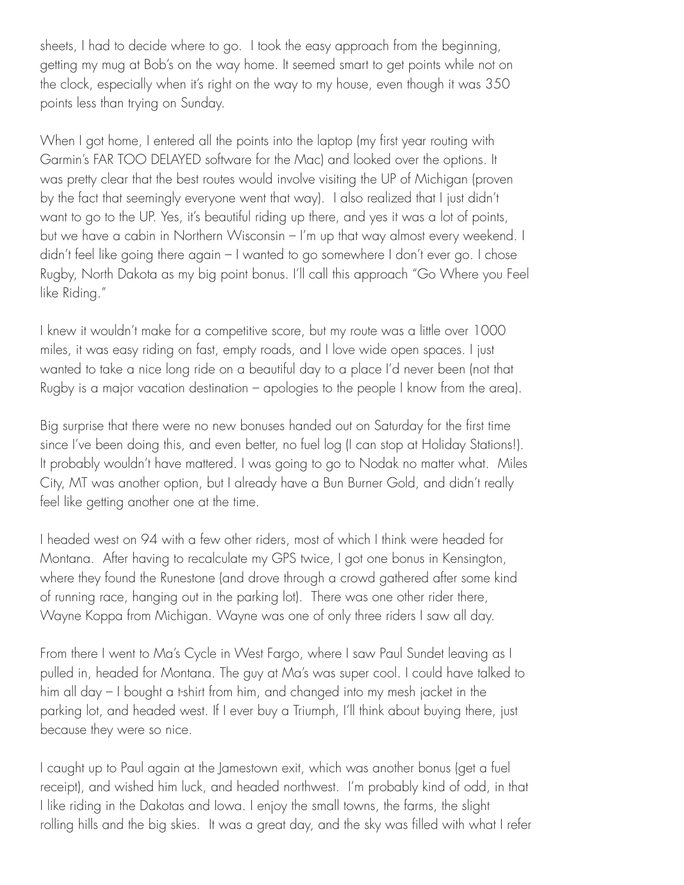sheets, I had to decide where to go. I took the easy approach from the beginning, getting my mug at Bob's on the way home. It seemed smart to get points while not on the clock, especially when it's right on the way to my house, even though it was 350 points less than trying on Sunday.

When I got home, I entered all the points into the laptop (my first year routing with Garmin's FAR TOO DELAYED software for the Mac) and looked over the options. It was pretty clear that the best routes would involve visiting the UP of Michigan (proven by the fact that seemingly everyone went that way). I also realized that I just didn't want to go to the UP. Yes, it's beautiful riding up there, and yes it was a lot of points, but we have a cabin in Northern Wisconsin – I'm up that way almost every weekend. I didn't feel like going there again – I wanted to go somewhere I don't ever go. I chose Rugby, North Dakota as my big point bonus. I'll call this approach "Go Where you Feel like Riding."

I knew it wouldn't make for a competitive score, but my route was a little over 1000 miles, it was easy riding on fast, empty roads, and I love wide open spaces. I just wanted to take a nice long ride on a beautiful day to a place I'd never been (not that Rugby is a major vacation destination – apologies to the people I know from the area).

Big surprise that there were no new bonuses handed out on Saturday for the first time since I've been doing this, and even better, no fuel log (I can stop at Holiday Stations!). It probably wouldn't have mattered. I was going to go to Nodak no matter what. Miles City, MT was another option, but I already have a Bun Burner Gold, and didn't really feel like getting another one at the time.

I headed west on 94 with a few other riders, most of which I think were headed for Montana. After having to recalculate my GPS twice, I got one bonus in Kensington, where they found the Runestone (and drove through a crowd gathered after some kind of running race, hanging out in the parking lot). There was one other rider there, Wayne Koppa from Michigan. Wayne was one of only three riders I saw all day.

From there I went to Ma's Cycle in West Fargo, where I saw Paul Sundet leaving as I pulled in, headed for Montana. The guy at Ma's was super cool. I could have talked to him all day – I bought a t-shirt from him, and changed into my mesh jacket in the parking lot, and headed west. If I ever buy a Triumph, I'll think about buying there, just because they were so nice.

I caught up to Paul again at the Jamestown exit, which was another bonus (get a fuel receipt), and wished him luck, and headed northwest. I'm probably kind of odd, in that I like riding in the Dakotas and Iowa. I enjoy the small towns, the farms, the slight rolling hills and the big skies. It was a great day, and the sky was filled with what I refer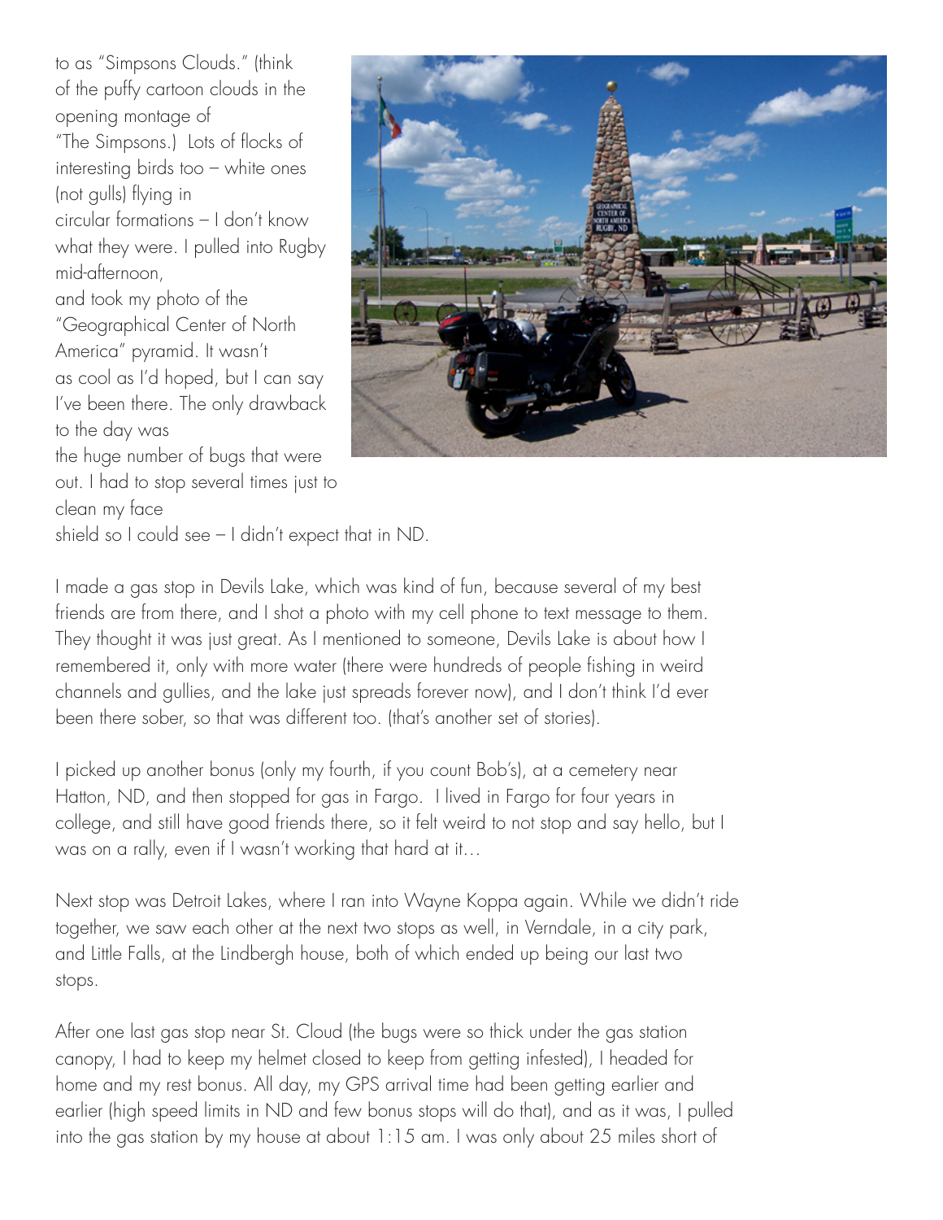to as "Simpsons Clouds." (think of the puffy cartoon clouds in the opening montage of "The Simpsons.) Lots of flocks of interesting birds too – white ones (not gulls) flying in circular formations – I don't know what they were. I pulled into Rugby mid-afternoon, and took my photo of the "Geographical Center of North America" pyramid. It wasn't as cool as I'd hoped, but I can say I've been there. The only drawback to the day was the huge number of bugs that were out. I had to stop several times just to clean my face shield so I could see – I didn't expect that in ND.

I made a gas stop in Devils Lake, which was kind of fun, because several of my best friends are from there, and I shot a photo with my cell phone to text message to them. They thought it was just great. As I mentioned to someone, Devils Lake is about how I remembered it, only with more water (there were hundreds of people fishing in weird channels and gullies, and the lake just spreads forever now), and I don't think I'd ever been there sober, so that was different too. (that's another set of stories).

I picked up another bonus (only my fourth, if you count Bob's), at a cemetery near Hatton, ND, and then stopped for gas in Fargo. I lived in Fargo for four years in college, and still have good friends there, so it felt weird to not stop and say hello, but I was on a rally, even if I wasn't working that hard at it…

Next stop was Detroit Lakes, where I ran into Wayne Koppa again. While we didn't ride together, we saw each other at the next two stops as well, in Verndale, in a city park, and Little Falls, at the Lindbergh house, both of which ended up being our last two stops.

After one last gas stop near St. Cloud (the bugs were so thick under the gas station canopy, I had to keep my helmet closed to keep from getting infested), I headed for home and my rest bonus. All day, my GPS arrival time had been getting earlier and earlier (high speed limits in ND and few bonus stops will do that), and as it was, I pulled into the gas station by my house at about 1:15 am. I was only about 25 miles short of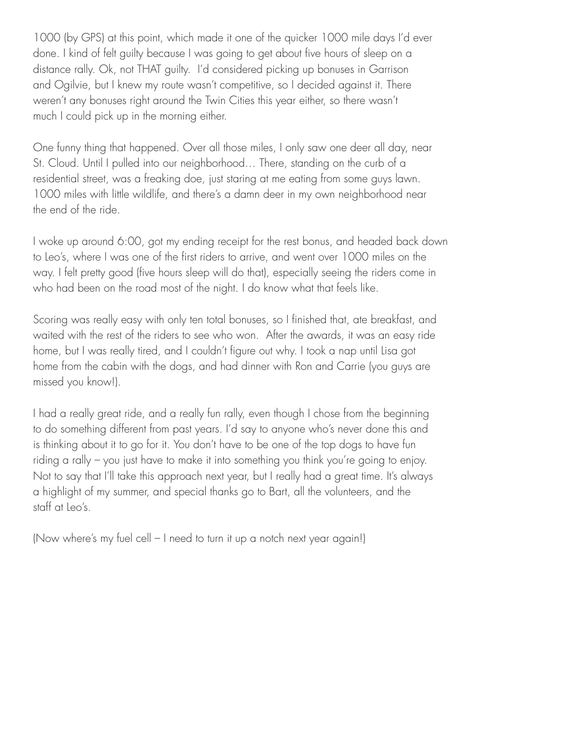1000 (by GPS) at this point, which made it one of the quicker 1000 mile days I'd ever done. I kind of felt guilty because I was going to get about five hours of sleep on a distance rally. Ok, not THAT guilty. I'd considered picking up bonuses in Garrison and Ogilvie, but I knew my route wasn't competitive, so I decided against it. There weren't any bonuses right around the Twin Cities this year either, so there wasn't much I could pick up in the morning either.

One funny thing that happened. Over all those miles, I only saw one deer all day, near St. Cloud. Until I pulled into our neighborhood… There, standing on the curb of a residential street, was a freaking doe, just staring at me eating from some guys lawn. 1000 miles with little wildlife, and there's a damn deer in my own neighborhood near the end of the ride.

I woke up around 6:00, got my ending receipt for the rest bonus, and headed back down to Leo's, where I was one of the first riders to arrive, and went over 1000 miles on the way. I felt pretty good (five hours sleep will do that), especially seeing the riders come in who had been on the road most of the night. I do know what that feels like.

Scoring was really easy with only ten total bonuses, so I finished that, ate breakfast, and waited with the rest of the riders to see who won. After the awards, it was an easy ride home, but I was really tired, and I couldn't figure out why. I took a nap until Lisa got home from the cabin with the dogs, and had dinner with Ron and Carrie (you guys are missed you know!).

I had a really great ride, and a really fun rally, even though I chose from the beginning to do something different from past years. I'd say to anyone who's never done this and is thinking about it to go for it. You don't have to be one of the top dogs to have fun riding a rally – you just have to make it into something you think you're going to enjoy. Not to say that I'll take this approach next year, but I really had a great time. It's always a highlight of my summer, and special thanks go to Bart, all the volunteers, and the staff at Leo's.

(Now where's my fuel cell – I need to turn it up a notch next year again!)